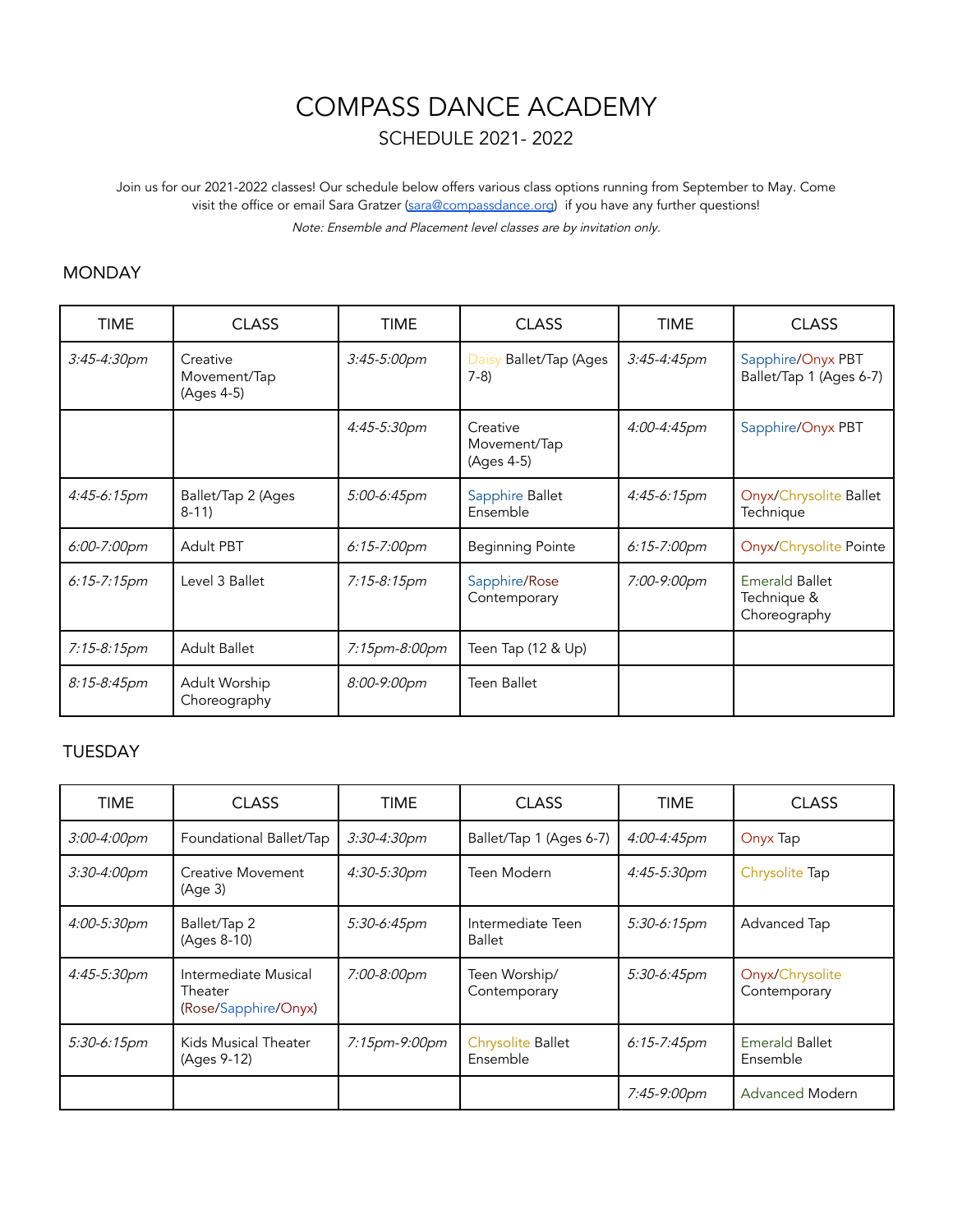# COMPASS DANCE ACADEMY

## SCHEDULE 2021- 2022

Join us for our 2021-2022 classes! Our schedule below offers various class options running from September to May. Come visit the office or email Sara Gratzer (sara@compassdance.org) if you have any further questions!

*Note: Ensemble and Placement level classes are by invitation only.*

### MONDAY

| TIME | CLASS | TIME | CLASS | TIME | CLASS |
|---|---|---|---|---|---|
| *3:45-4:30pm* | Creative Movement/Tap (Ages 4-5) | *3:45-5:00pm* | Daisy Ballet/Tap (Ages 7-8) | *3:45-4:45pm* | Sapphire/Onyx PBT Ballet/Tap 1 (Ages 6-7) |
| | | *4:45-5:30pm* | Creative Movement/Tap (Ages 4-5) | *4:00-4:45pm* | Sapphire/Onyx PBT |
| *4:45-6:15pm* | Ballet/Tap 2 (Ages 8-11) | *5:00-6:45pm* | Sapphire Ballet Ensemble | *4:45-6:15pm* | Onyx/Chrysolite Ballet Technique |
| *6:00-7:00pm* | Adult PBT | *6:15-7:00pm* | Beginning Pointe | *6:15-7:00pm* | Onyx/Chrysolite Pointe |
| *6:15-7:15pm* | Level 3 Ballet | *7:15-8:15pm* | Sapphire/Rose Contemporary | *7:00-9:00pm* | Emerald Ballet Technique & Choreography |
| *7:15-8:15pm* | Adult Ballet | *7:15pm-8:00pm* | Teen Tap (12 & Up) | | |
| *8:15-8:45pm* | Adult Worship Choreography | *8:00-9:00pm* | Teen Ballet | | |

### TUESDAY

| TIME | CLASS | TIME | CLASS | TIME | CLASS |
|---|---|---|---|---|---|
| *3:00-4:00pm* | Foundational Ballet/Tap | *3:30-4:30pm* | Ballet/Tap 1 (Ages 6-7) | *4:00-4:45pm* | Onyx Tap |
| *3:30-4:00pm* | Creative Movement (Age 3) | *4:30-5:30pm* | Teen Modern | *4:45-5:30pm* | Chrysolite Tap |
| *4:00-5:30pm* | Ballet/Tap 2 (Ages 8-10) | *5:30-6:45pm* | Intermediate Teen Ballet | *5:30-6:15pm* | Advanced Tap |
| *4:45-5:30pm* | Intermediate Musical Theater (Rose/Sapphire/Onyx) | *7:00-8:00pm* | Teen Worship/ Contemporary | *5:30-6:45pm* | Onyx/Chrysolite Contemporary |
| *5:30-6:15pm* | Kids Musical Theater (Ages 9-12) | *7:15pm-9:00pm* | Chrysolite Ballet Ensemble | *6:15-7:45pm* | Emerald Ballet Ensemble |
| | | | | *7:45-9:00pm* | Advanced Modern |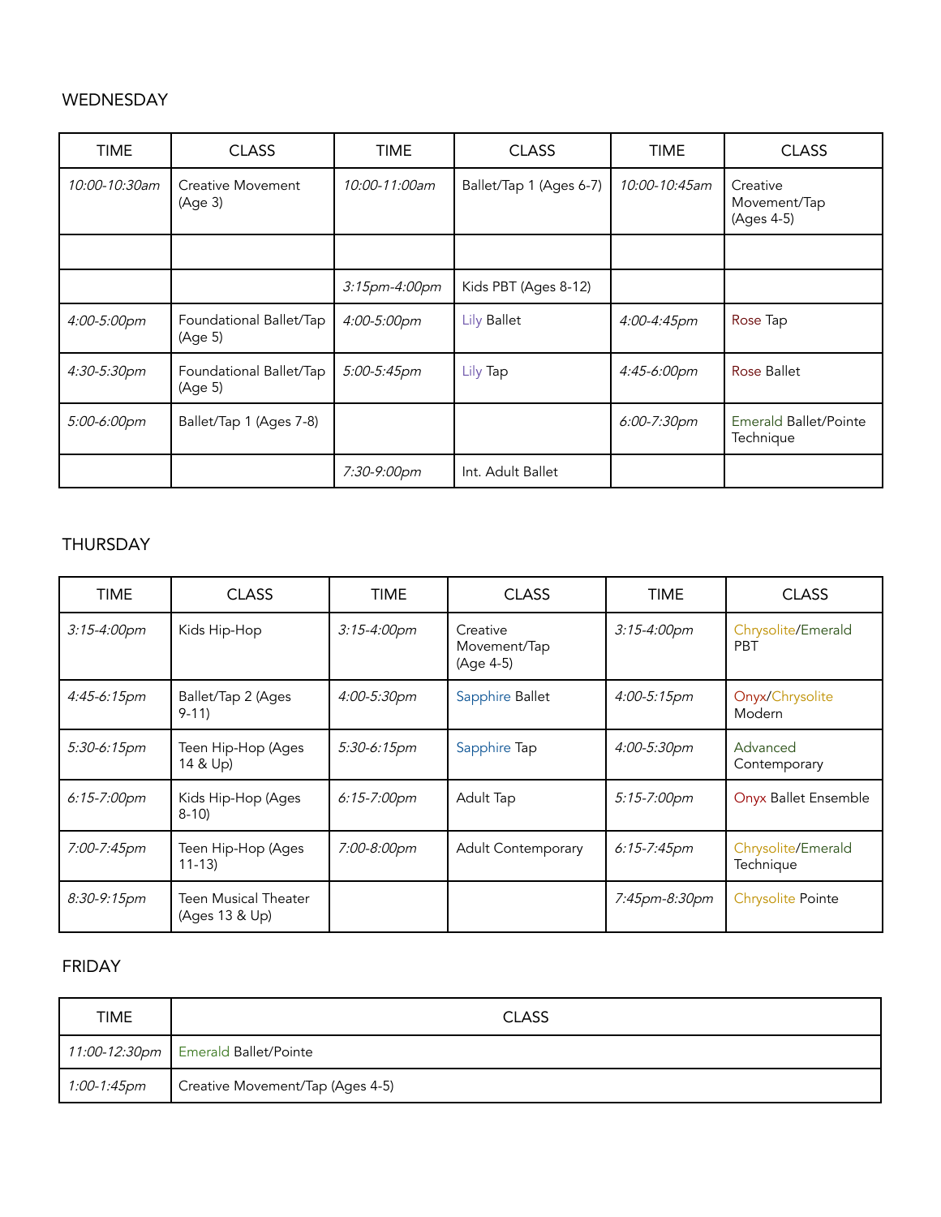WEDNESDAY

| TIME | CLASS | TIME | CLASS | TIME | CLASS |
|---|---|---|---|---|---|
| *10:00-10:30am* | Creative Movement (Age 3) | *10:00-11:00am* | Ballet/Tap 1 (Ages 6-7) | *10:00-10:45am* | Creative Movement/Tap (Ages 4-5) |
| | | | | | |
| | | *3:15pm-4:00pm* | Kids PBT (Ages 8-12) | | |
| *4:00-5:00pm* | Foundational Ballet/Tap (Age 5) | *4:00-5:00pm* | Lily Ballet | *4:00-4:45pm* | Rose Tap |
| *4:30-5:30pm* | Foundational Ballet/Tap (Age 5) | *5:00-5:45pm* | Lily Tap | *4:45-6:00pm* | Rose Ballet |
| *5:00-6:00pm* | Ballet/Tap 1 (Ages 7-8) | | | *6:00-7:30pm* | Emerald Ballet/Pointe Technique |
| | | *7:30-9:00pm* | Int. Adult Ballet | | |

THURSDAY

| TIME | CLASS | TIME | CLASS | TIME | CLASS |
|---|---|---|---|---|---|
| *3:15-4:00pm* | Kids Hip-Hop | *3:15-4:00pm* | Creative Movement/Tap (Age 4-5) | *3:15-4:00pm* | Chrysolite/Emerald PBT |
| *4:45-6:15pm* | Ballet/Tap 2 (Ages 9-11) | *4:00-5:30pm* | Sapphire Ballet | *4:00-5:15pm* | Onyx/Chrysolite Modern |
| *5:30-6:15pm* | Teen Hip-Hop (Ages 14 & Up) | *5:30-6:15pm* | Sapphire Tap | *4:00-5:30pm* | Advanced Contemporary |
| *6:15-7:00pm* | Kids Hip-Hop (Ages 8-10) | *6:15-7:00pm* | Adult Tap | *5:15-7:00pm* | Onyx Ballet Ensemble |
| *7:00-7:45pm* | Teen Hip-Hop (Ages 11-13) | *7:00-8:00pm* | Adult Contemporary | *6:15-7:45pm* | Chrysolite/Emerald Technique |
| *8:30-9:15pm* | Teen Musical Theater (Ages 13 & Up) | | | *7:45pm-8:30pm* | Chrysolite Pointe |

FRIDAY

| TIME | CLASS |
|---|---|
| *11:00-12:30pm* | Emerald Ballet/Pointe |
| *1:00-1:45pm* | Creative Movement/Tap (Ages 4-5) |